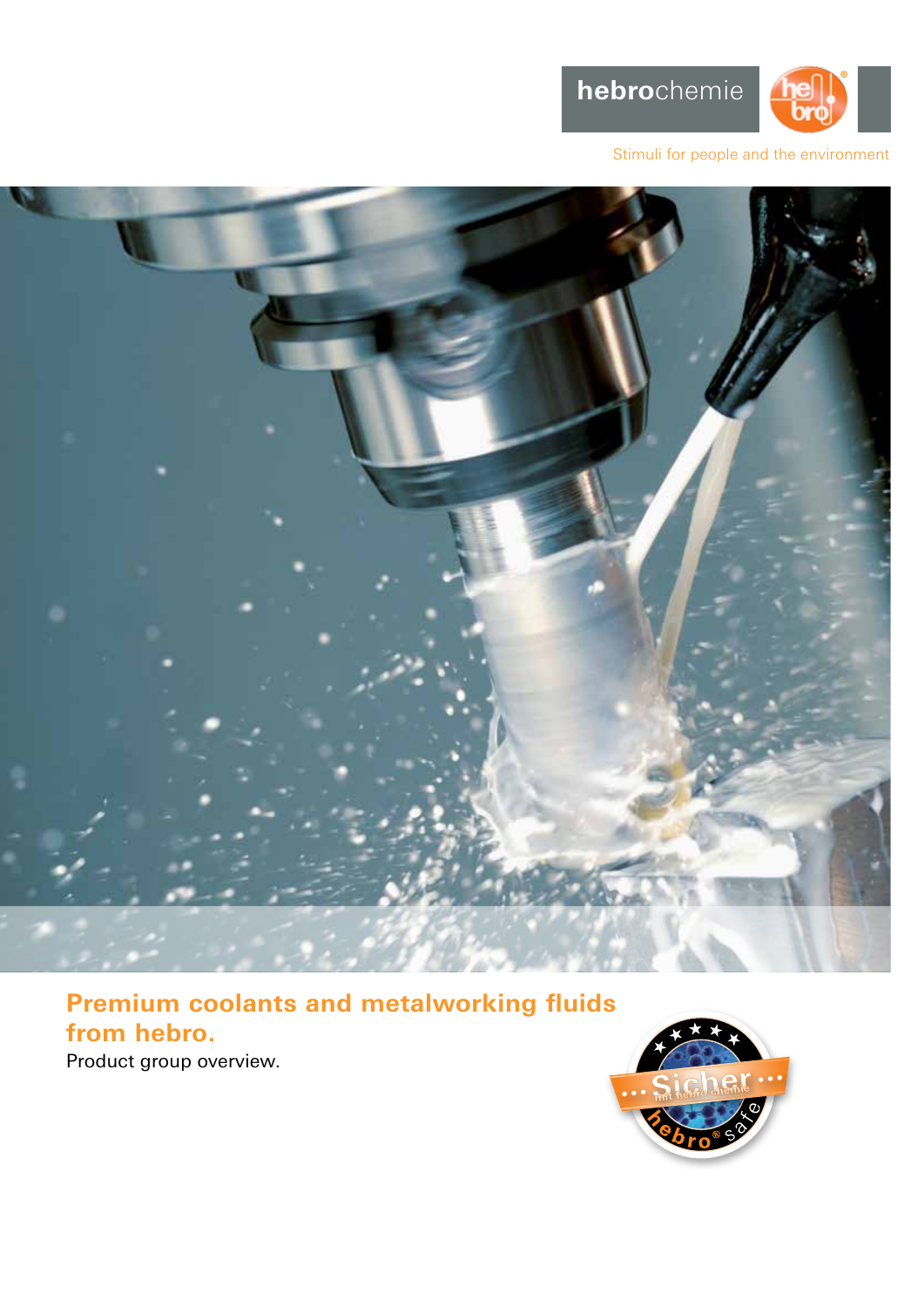hebrochemie

Stimuli for people and the environment

# Premium coolants and metalworking fluids from hebro.

Product group overview.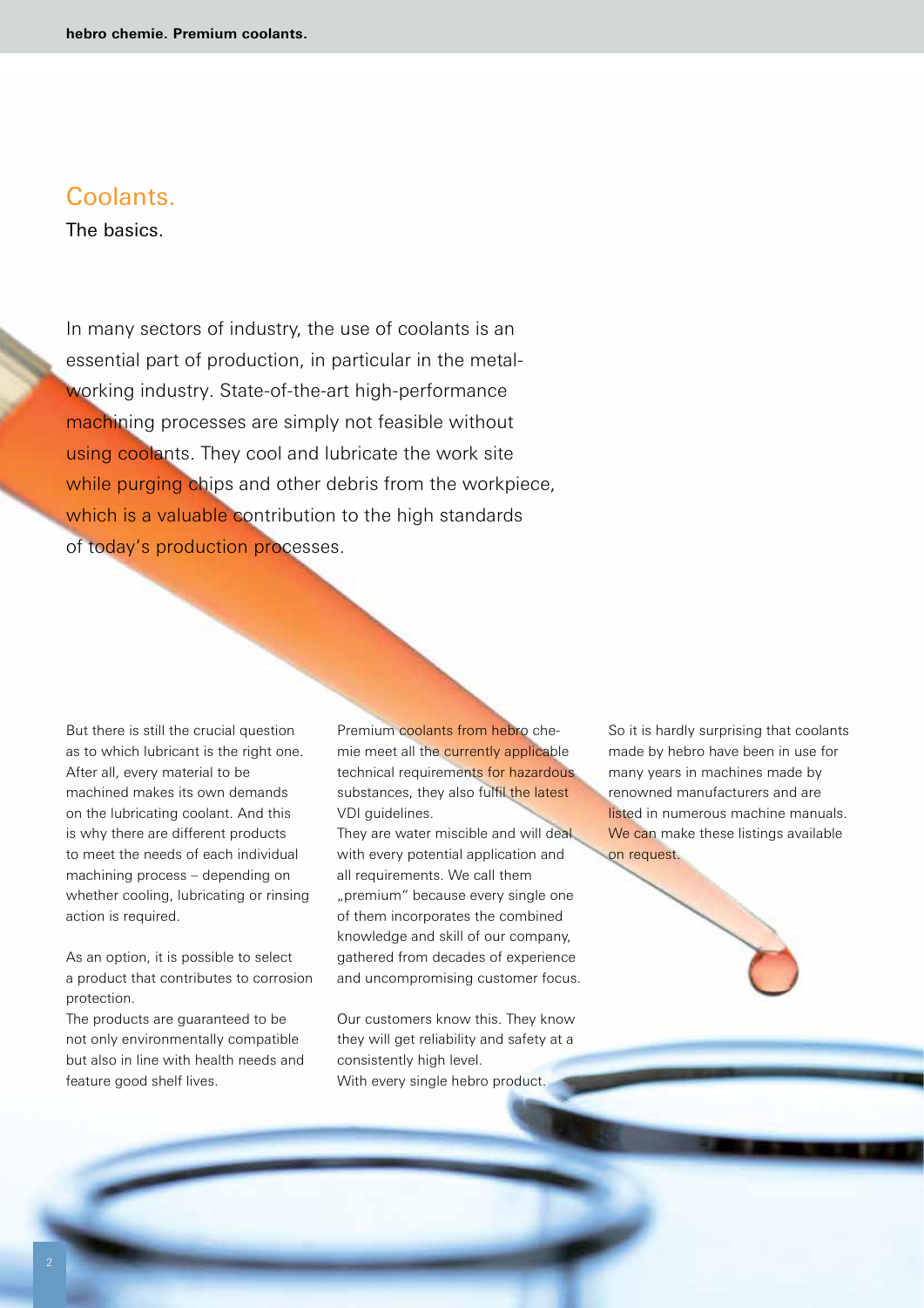# Coolants.

The basics.

In many sectors of industry, the use of coolants is an essential part of production, in particular in the metal-working industry. State-of-the-art high-performance machining processes are simply not feasible without using coolants. They cool and lubricate the work site while purging chips and other debris from the workpiece, which is a valuable contribution to the high standards of today's production processes.

But there is still the crucial question as to which lubricant is the right one. After all, every material to be machined makes its own demands on the lubricating coolant. And this is why there are different products to meet the needs of each individual machining process – depending on whether cooling, lubricating or rinsing action is required.

As an option, it is possible to select a product that contributes to corrosion protection.

The products are guaranteed to be not only environmentally compatible but also in line with health needs and feature good shelf lives.

Premium coolants from hebro chemie meet all the currently applicable technical requirements for hazardous substances, they also fulfil the latest VDI guidelines.

They are water miscible and will deal with every potential application and all requirements. We call them „premium" because every single one of them incorporates the combined knowledge and skill of our company, gathered from decades of experience and uncompromising customer focus.

Our customers know this. They know they will get reliability and safety at a consistently high level.

With every single hebro product.

So it is hardly surprising that coolants made by hebro have been in use for many years in machines made by renowned manufacturers and are listed in numerous machine manuals. We can make these listings available on request.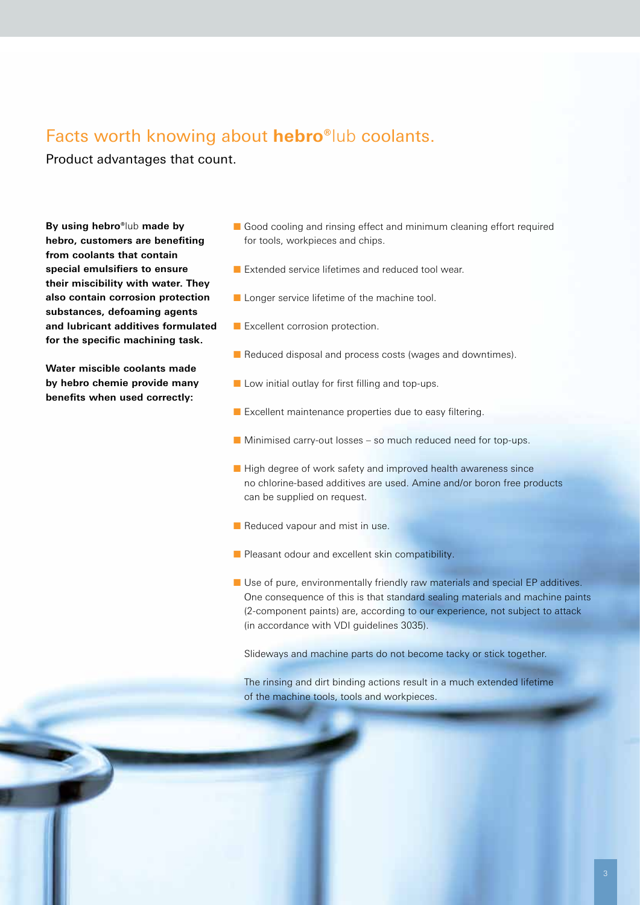# Facts worth knowing about **hebro**®lub coolants.

Product advantages that count.

**By using hebro®lub made by hebro, customers are benefiting from coolants that contain special emulsifiers to ensure their miscibility with water. They also contain corrosion protection substances, defoaming agents and lubricant additives formulated for the specific machining task.**

**Water miscible coolants made by hebro chemie provide many benefits when used correctly:**

- Good cooling and rinsing effect and minimum cleaning effort required for tools, workpieces and chips.
- Extended service lifetimes and reduced tool wear.
- Longer service lifetime of the machine tool.
- Excellent corrosion protection.
- Reduced disposal and process costs (wages and downtimes).
- Low initial outlay for first filling and top-ups.
- Excellent maintenance properties due to easy filtering.
- Minimised carry-out losses – so much reduced need for top-ups.
- High degree of work safety and improved health awareness since no chlorine-based additives are used. Amine and/or boron free products can be supplied on request.
- Reduced vapour and mist in use.
- Pleasant odour and excellent skin compatibility.
- Use of pure, environmentally friendly raw materials and special EP additives. One consequence of this is that standard sealing materials and machine paints (2-component paints) are, according to our experience, not subject to attack (in accordance with VDI guidelines 3035).

  Slideways and machine parts do not become tacky or stick together.

  The rinsing and dirt binding actions result in a much extended lifetime of the machine tools, tools and workpieces.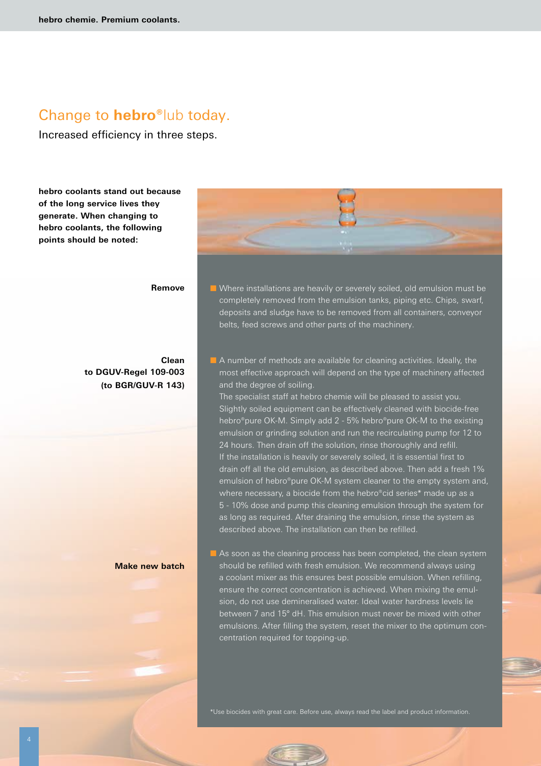# Change to **hebro**®lub today.

Increased efficiency in three steps.

**hebro coolants stand out because of the long service lives they generate. When changing to hebro coolants, the following points should be noted:**

**Remove**

- Where installations are heavily or severely soiled, old emulsion must be completely removed from the emulsion tanks, piping etc. Chips, swarf, deposits and sludge have to be removed from all containers, conveyor belts, feed screws and other parts of the machinery.

**Clean to DGUV-Regel 109-003 (to BGR/GUV-R 143)**

- A number of methods are available for cleaning activities. Ideally, the most effective approach will depend on the type of machinery affected and the degree of soiling.
  The specialist staff at hebro chemie will be pleased to assist you. Slightly soiled equipment can be effectively cleaned with biocide-free hebro®pure OK-M. Simply add 2 - 5% hebro®pure OK-M to the existing emulsion or grinding solution and run the recirculating pump for 12 to 24 hours. Then drain off the solution, rinse thoroughly and refill.
  If the installation is heavily or severely soiled, it is essential first to drain off all the old emulsion, as described above. Then add a fresh 1% emulsion of hebro®pure OK-M system cleaner to the empty system and, where necessary, a biocide from the hebro®cid series* made up as a 5 - 10% dose and pump this cleaning emulsion through the system for as long as required. After draining the emulsion, rinse the system as described above. The installation can then be refilled.

**Make new batch**

- As soon as the cleaning process has been completed, the clean system should be refilled with fresh emulsion. We recommend always using a coolant mixer as this ensures best possible emulsion. When refilling, ensure the correct concentration is achieved. When mixing the emulsion, do not use demineralised water. Ideal water hardness levels lie between 7 and 15° dH. This emulsion must never be mixed with other emulsions. After filling the system, reset the mixer to the optimum concentration required for topping-up.

*Use biocides with great care. Before use, always read the label and product information.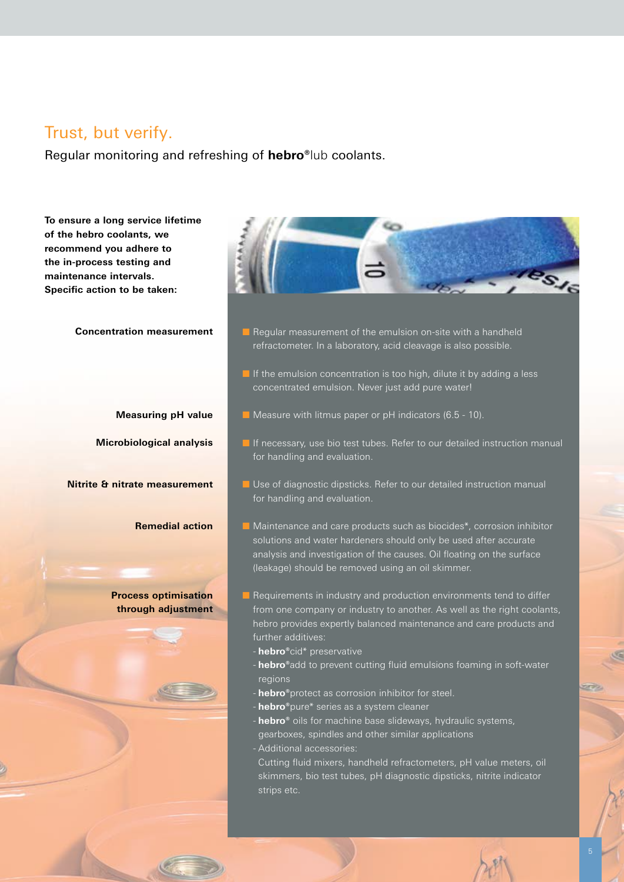# Trust, but verify.

Regular monitoring and refreshing of **hebro**®lub coolants.

**To ensure a long service lifetime of the hebro coolants, we recommend you adhere to the in-process testing and maintenance intervals. Specific action to be taken:**

**Concentration measurement**

- Regular measurement of the emulsion on-site with a handheld refractometer. In a laboratory, acid cleavage is also possible.
- If the emulsion concentration is too high, dilute it by adding a less concentrated emulsion. Never just add pure water!

**Measuring pH value**

- Measure with litmus paper or pH indicators (6.5 - 10).

**Microbiological analysis**

- If necessary, use bio test tubes. Refer to our detailed instruction manual for handling and evaluation.

**Nitrite & nitrate measurement**

- Use of diagnostic dipsticks. Refer to our detailed instruction manual for handling and evaluation.

**Remedial action**

- Maintenance and care products such as biocides*, corrosion inhibitor solutions and water hardeners should only be used after accurate analysis and investigation of the causes. Oil floating on the surface (leakage) should be removed using an oil skimmer.

**Process optimisation through adjustment**

- Requirements in industry and production environments tend to differ from one company or industry to another. As well as the right coolants, hebro provides expertly balanced maintenance and care products and further additives:
  - **hebro**®cid* preservative
  - **hebro**®add to prevent cutting fluid emulsions foaming in soft-water regions
  - **hebro**®protect as corrosion inhibitor for steel.
  - **hebro**®pure* series as a system cleaner
  - **hebro**® oils for machine base slideways, hydraulic systems, gearboxes, spindles and other similar applications
  - Additional accessories:
    Cutting fluid mixers, handheld refractometers, pH value meters, oil skimmers, bio test tubes, pH diagnostic dipsticks, nitrite indicator strips etc.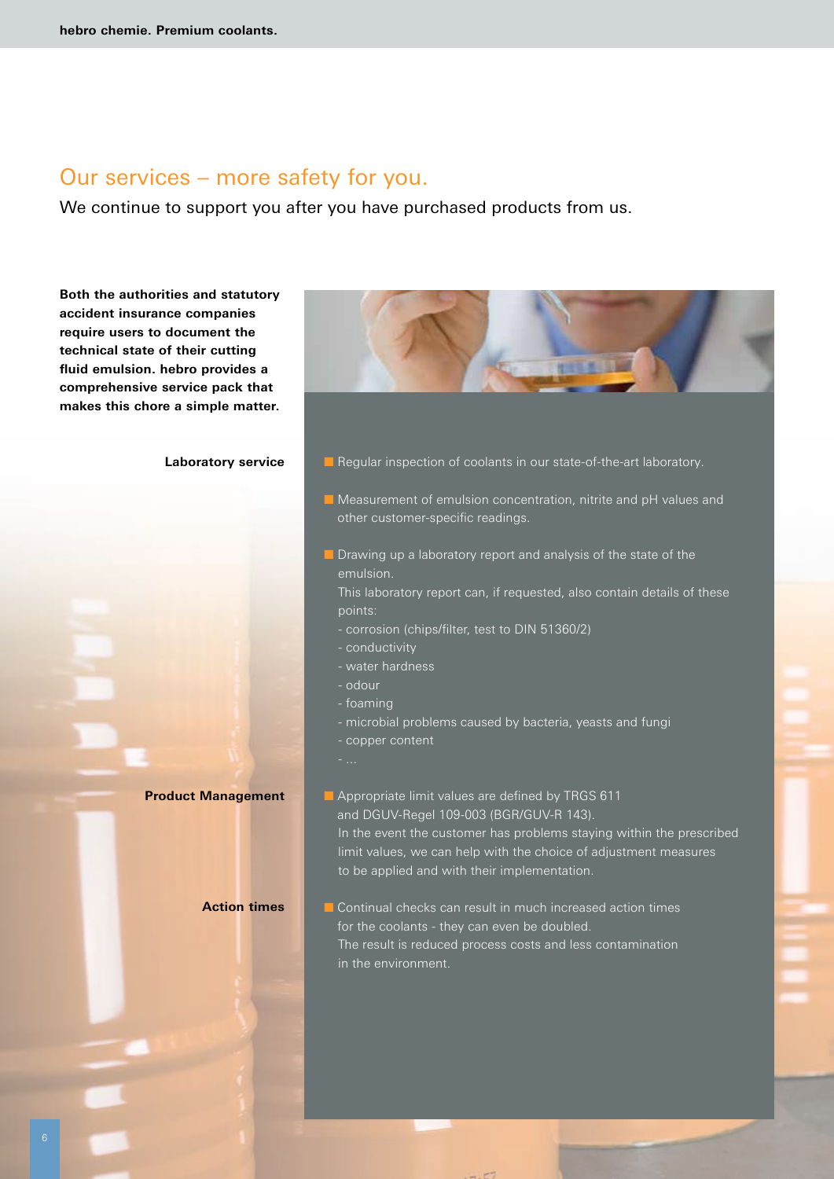## Our services – more safety for you.

We continue to support you after you have purchased products from us.

**Both the authorities and statutory accident insurance companies require users to document the technical state of their cutting fluid emulsion. hebro provides a comprehensive service pack that makes this chore a simple matter.**

**Laboratory service**

- Regular inspection of coolants in our state-of-the-art laboratory.
- Measurement of emulsion concentration, nitrite and pH values and other customer-specific readings.
- Drawing up a laboratory report and analysis of the state of the emulsion.
  This laboratory report can, if requested, also contain details of these points:
  - corrosion (chips/filter, test to DIN 51360/2)
  - conductivity
  - water hardness
  - odour
  - foaming
  - microbial problems caused by bacteria, yeasts and fungi
  - copper content
  - ...

**Product Management**

- Appropriate limit values are defined by TRGS 611 and DGUV-Regel 109-003 (BGR/GUV-R 143).
  In the event the customer has problems staying within the prescribed limit values, we can help with the choice of adjustment measures to be applied and with their implementation.

**Action times**

- Continual checks can result in much increased action times for the coolants - they can even be doubled.
  The result is reduced process costs and less contamination in the environment.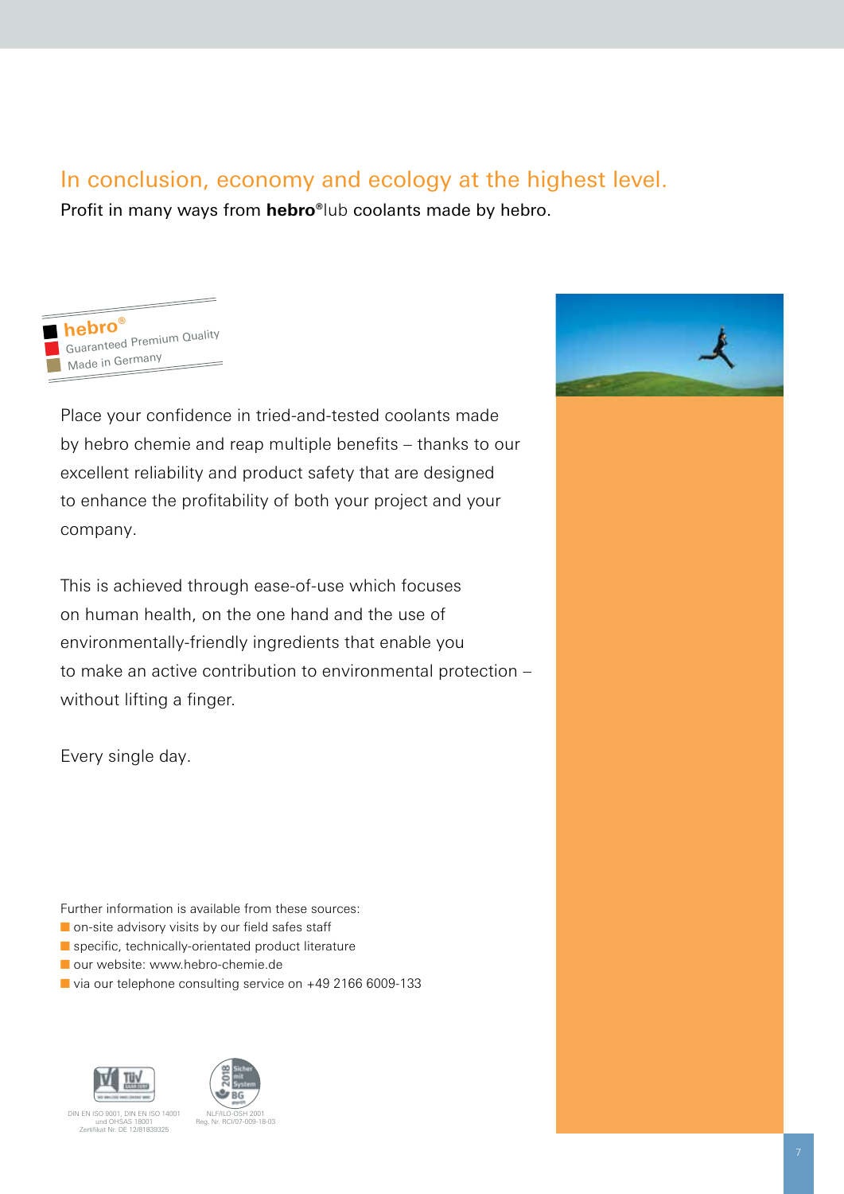## In conclusion, economy and ecology at the highest level.

Profit in many ways from **hebro®**lub coolants made by hebro.

**hebro®**
Guaranteed Premium Quality
Made in Germany

Place your confidence in tried-and-tested coolants made by hebro chemie and reap multiple benefits – thanks to our excellent reliability and product safety that are designed to enhance the profitability of both your project and your company.

This is achieved through ease-of-use which focuses on human health, on the one hand and the use of environmentally-friendly ingredients that enable you to make an active contribution to environmental protection – without lifting a finger.

Every single day.

Further information is available from these sources:

- on-site advisory visits by our field safes staff
- specific, technically-orientated product literature
- our website: www.hebro-chemie.de
- via our telephone consulting service on +49 2166 6009-133

DIN EN ISO 9001, DIN EN ISO 14001 und OHSAS 18001
Zertifikat Nr. DE 12/81839325

NLF/ILO-OSH 2001
Reg. Nr. RCI/07-009-18-03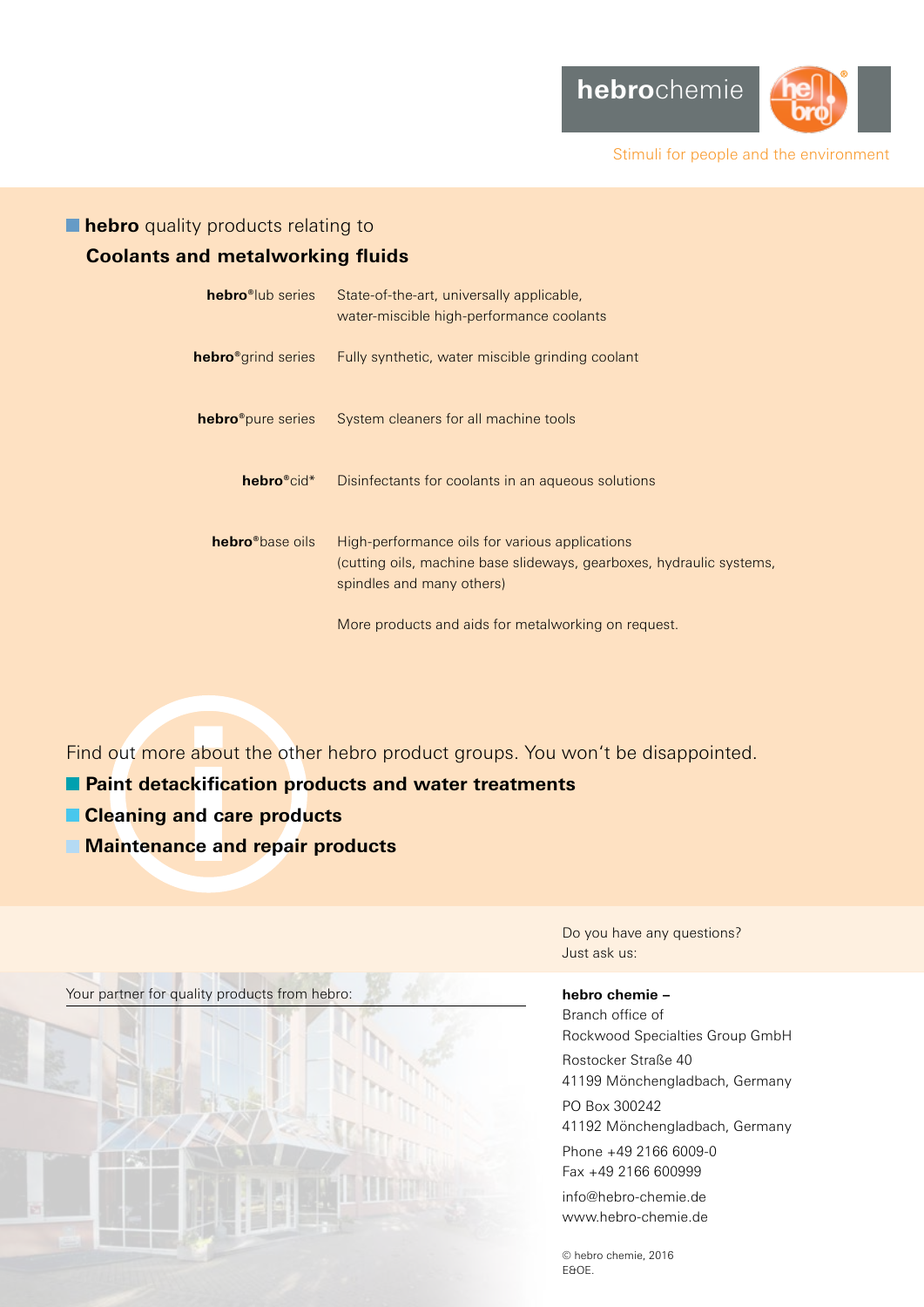hebrochemie

Stimuli for people and the environment

## hebro quality products relating to

### Coolants and metalworking fluids

| | |
|---|---|
| **hebro**®lub series | State-of-the-art, universally applicable, water-miscible high-performance coolants |
| **hebro**®grind series | Fully synthetic, water miscible grinding coolant |
| **hebro**®pure series | System cleaners for all machine tools |
| **hebro**®cid* | Disinfectants for coolants in an aqueous solutions |
| **hebro**®base oils | High-performance oils for various applications (cutting oils, machine base slideways, gearboxes, hydraulic systems, spindles and many others) |
| | More products and aids for metalworking on request. |

Find out more about the other hebro product groups. You won‘t be disappointed.

- **Paint detackification products and water treatments**
- **Cleaning and care products**
- **Maintenance and repair products**

Do you have any questions?
Just ask us:

Your partner for quality products from hebro:

**hebro chemie –**
Branch office of
Rockwood Specialties Group GmbH

Rostocker Straße 40
41199 Mönchengladbach, Germany

PO Box 300242
41192 Mönchengladbach, Germany

Phone +49 2166 6009-0
Fax +49 2166 600999

info@hebro-chemie.de
www.hebro-chemie.de

© hebro chemie, 2016
E&OE.